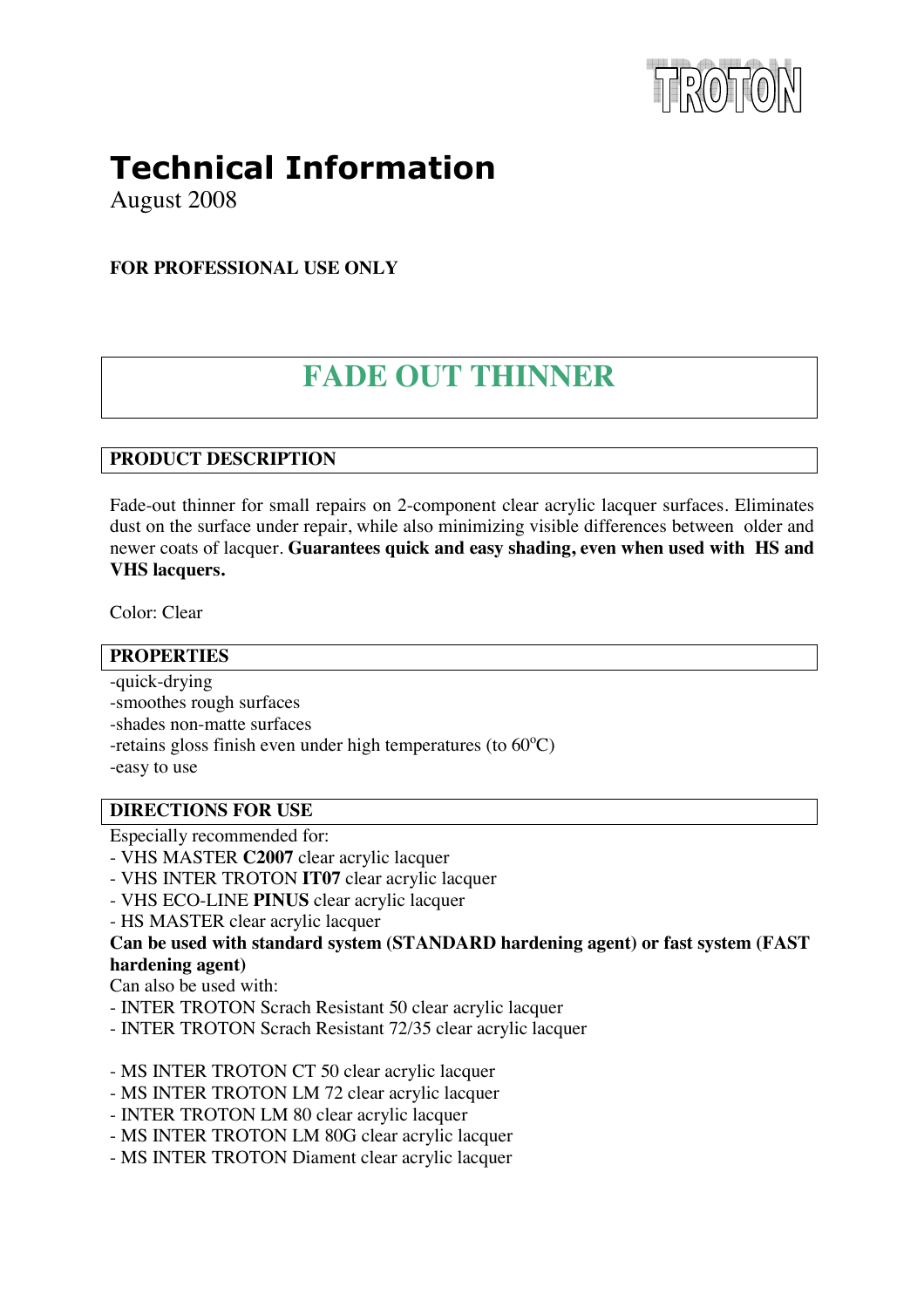TROTON

# Technical Information

August 2008

**FOR PROFESSIONAL USE ONLY**

# FADE OUT THINNER

## PRODUCT DESCRIPTION

Fade-out thinner for small repairs on 2-component clear acrylic lacquer surfaces. Eliminates dust on the surface under repair, while also minimizing visible differences between older and newer coats of lacquer. **Guarantees quick and easy shading, even when used with HS and VHS lacquers.**

Color: Clear

## PROPERTIES

-quick-drying
-smoothes rough surfaces
-shades non-matte surfaces
-retains gloss finish even under high temperatures (to 60$^{o}$C)
-easy to use

## DIRECTIONS FOR USE

Especially recommended for:

- VHS MASTER **C2007** clear acrylic lacquer
- VHS INTER TROTON **IT07** clear acrylic lacquer
- VHS ECO-LINE **PINUS** clear acrylic lacquer
- HS MASTER clear acrylic lacquer

**Can be used with standard system (STANDARD hardening agent) or fast system (FAST hardening agent)**

Can also be used with:

- INTER TROTON Scrach Resistant 50 clear acrylic lacquer
- INTER TROTON Scrach Resistant 72/35 clear acrylic lacquer

- MS INTER TROTON CT 50 clear acrylic lacquer
- MS INTER TROTON LM 72 clear acrylic lacquer
- INTER TROTON LM 80 clear acrylic lacquer
- MS INTER TROTON LM 80G clear acrylic lacquer
- MS INTER TROTON Diament clear acrylic lacquer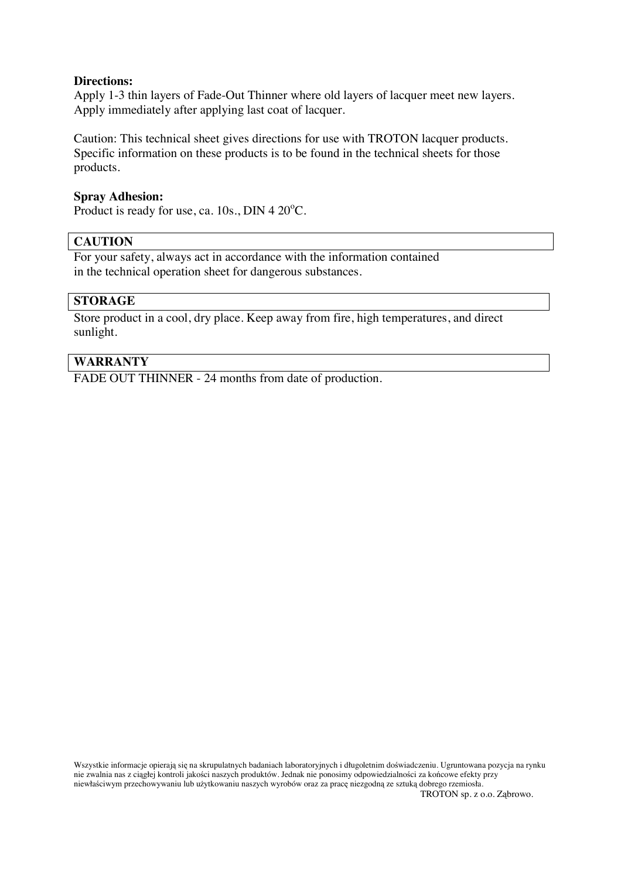**Directions:**
Apply 1-3 thin layers of Fade-Out Thinner where old layers of lacquer meet new layers. Apply immediately after applying last coat of lacquer.

Caution: This technical sheet gives directions for use with TROTON lacquer products. Specific information on these products is to be found in the technical sheets for those products.

**Spray Adhesion:**
Product is ready for use, ca. 10s., DIN 4 20$^{o}$C.

## CAUTION

For your safety, always act in accordance with the information contained in the technical operation sheet for dangerous substances.

## STORAGE

Store product in a cool, dry place. Keep away from fire, high temperatures, and direct sunlight.

## WARRANTY

FADE OUT THINNER - 24 months from date of production.

Wszystkie informacje opierają się na skrupulatnych badaniach laboratoryjnych i długoletnim doświadczeniu. Ugruntowana pozycja na rynku nie zwalnia nas z ciągłej kontroli jakości naszych produktów. Jednak nie ponosimy odpowiedzialności za końcowe efekty przy niewłaściwym przechowywaniu lub użytkowaniu naszych wyrobów oraz za pracę niezgodną ze sztuką dobrego rzemiosła.

TROTON sp. z o.o. Ząbrowo.